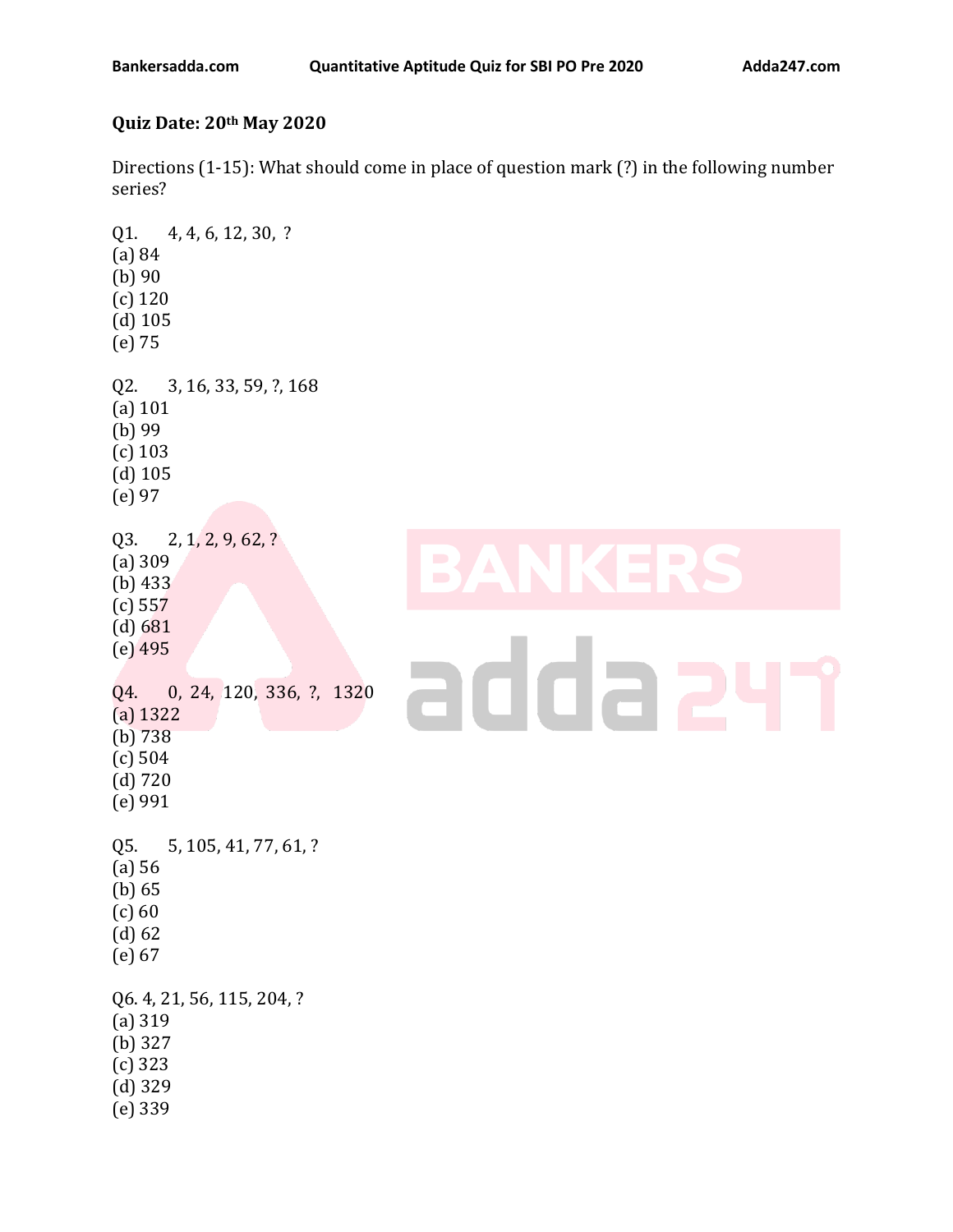**Quiz Date: 20th May 2020**

Directions (1-15): What should come in place of question mark (?) in the following number series?

Q1. 4, 4, 6, 12, 30, ?
(a) 84
(b) 90
(c) 120
(d) 105
(e) 75

Q2. 3, 16, 33, 59, ?, 168
(a) 101
(b) 99
(c) 103
(d) 105
(e) 97

Q3. 2, 1, 2, 9, 62, ?
(a) 309
(b) 433
(c) 557
(d) 681
(e) 495

Q4. 0, 24, 120, 336, ?, 1320
(a) 1322
(b) 738
(c) 504
(d) 720
(e) 991

Q5. 5, 105, 41, 77, 61, ?
(a) 56
(b) 65
(c) 60
(d) 62
(e) 67

Q6. 4, 21, 56, 115, 204, ?
(a) 319
(b) 327
(c) 323
(d) 329
(e) 339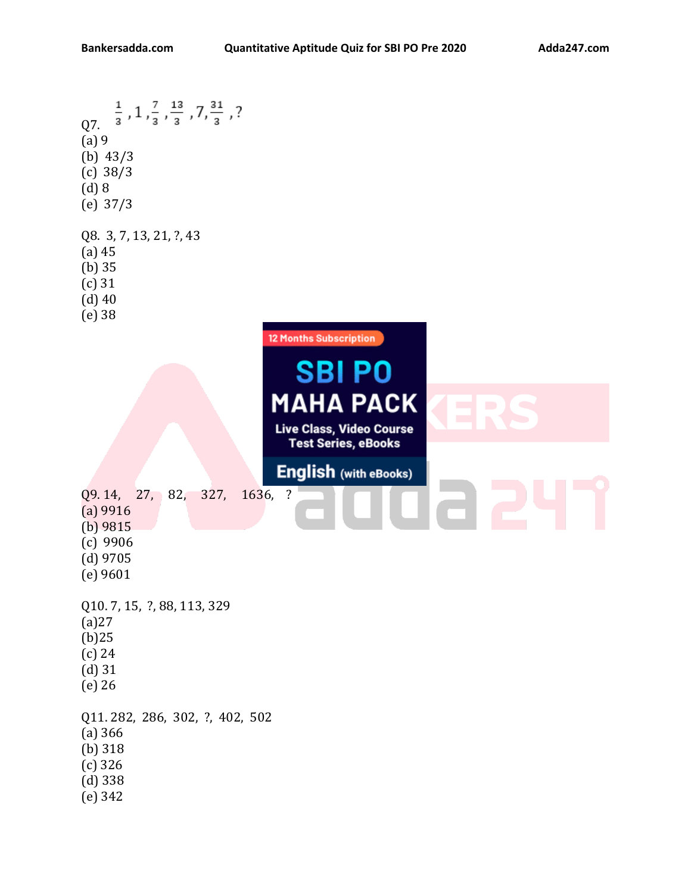Q7. $\frac{1}{3}, 1, \frac{7}{3}, \frac{13}{3}, 7, \frac{31}{3}, ?$

(a) 9
(b) 43/3
(c) 38/3
(d) 8
(e) 37/3

Q8. 3, 7, 13, 21, ?, 43

(a) 45
(b) 35
(c) 31
(d) 40
(e) 38

Q9. 14, 27, 82, 327, 1636, ?

(a) 9916
(b) 9815
(c) 9906
(d) 9705
(e) 9601

Q10. 7, 15, ?, 88, 113, 329

(a)27
(b)25
(c) 24
(d) 31
(e) 26

Q11. 282, 286, 302, ?, 402, 502

(a) 366
(b) 318
(c) 326
(d) 338
(e) 342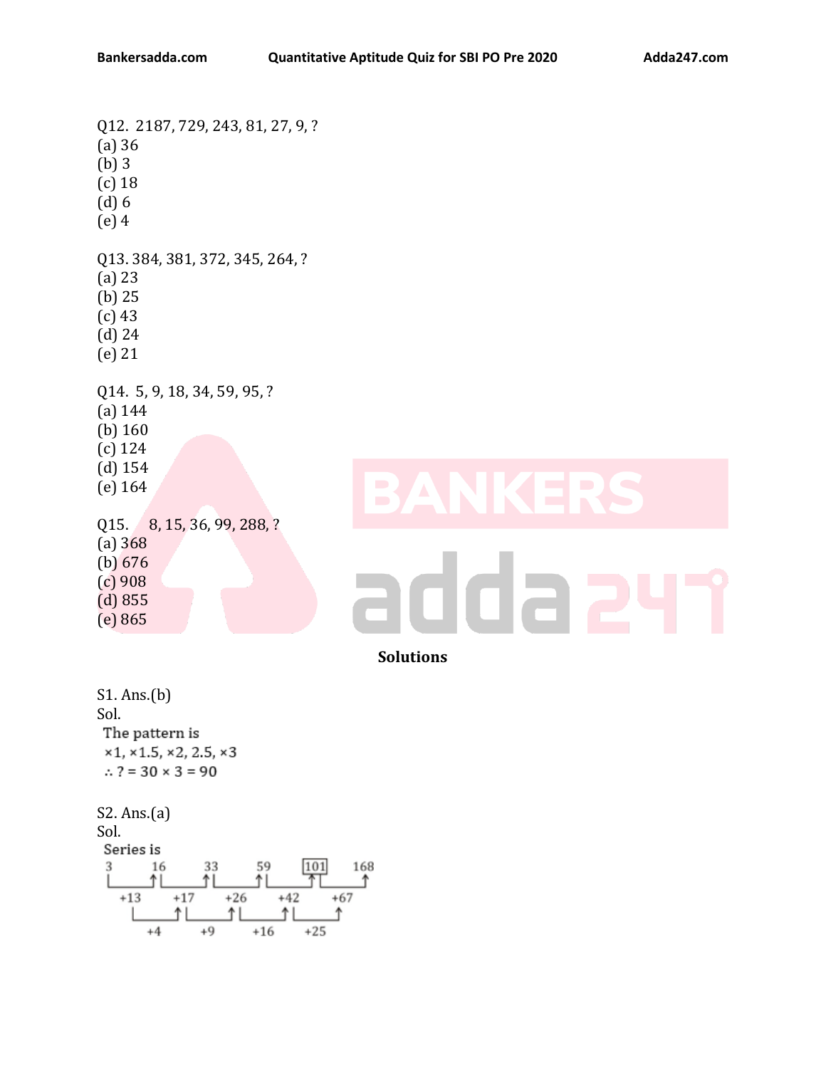Q12. 2187, 729, 243, 81, 27, 9, ?
(a) 36
(b) 3
(c) 18
(d) 6
(e) 4

Q13. 384, 381, 372, 345, 264, ?
(a) 23
(b) 25
(c) 43
(d) 24
(e) 21

Q14. 5, 9, 18, 34, 59, 95, ?
(a) 144
(b) 160
(c) 124
(d) 154
(e) 164

Q15. 8, 15, 36, 99, 288, ?
(a) 368
(b) 676
(c) 908
(d) 855
(e) 865

## Solutions

S1. Ans.(b)
Sol.
The pattern is
×1, ×1.5, ×2, 2.5, ×3
∴ ? = 30 × 3 = 90

S2. Ans.(a)
Sol.
Series is

3, 16, 33, 59, **101**, 168

First differences: +13, +17, +26, +42, +67

Second differences: +4, +9, +16, +25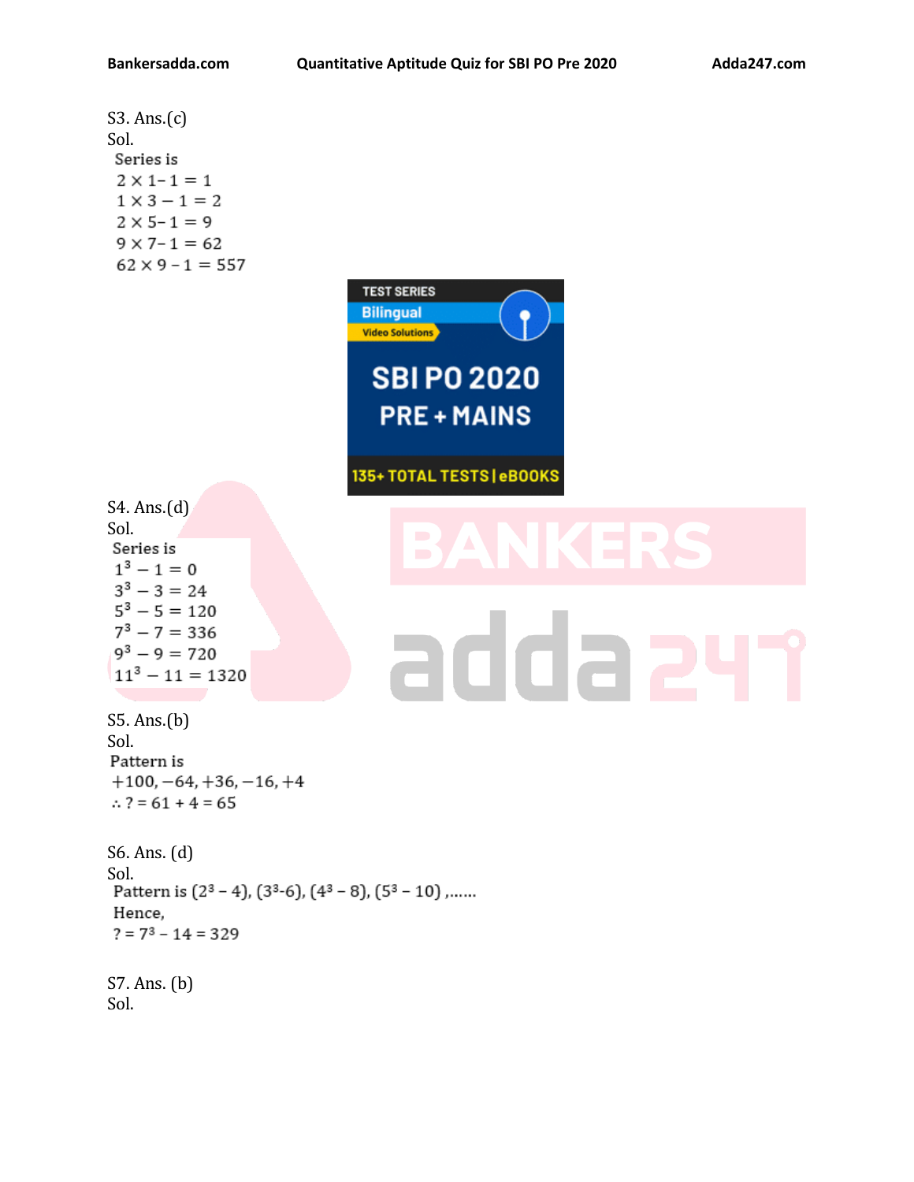S3. Ans.(c)

Sol.

Series is

$2 \times 1 - 1 = 1$

$1 \times 3 - 1 = 2$

$2 \times 5 - 1 = 9$

$9 \times 7 - 1 = 62$

$62 \times 9 - 1 = 557$

S4. Ans.(d)

Sol.

Series is

$1^3 - 1 = 0$

$3^3 - 3 = 24$

$5^3 - 5 = 120$

$7^3 - 7 = 336$

$9^3 - 9 = 720$

$11^3 - 11 = 1320$

S5. Ans.(b)

Sol.

Pattern is

$+100, -64, +36, -16, +4$

$\therefore ? = 61 + 4 = 65$

S6. Ans. (d)

Sol.

Pattern is $(2^3 - 4), (3^3 - 6), (4^3 - 8), (5^3 - 10)$ ,……

Hence,

$? = 7^3 - 14 = 329$

S7. Ans. (b)

Sol.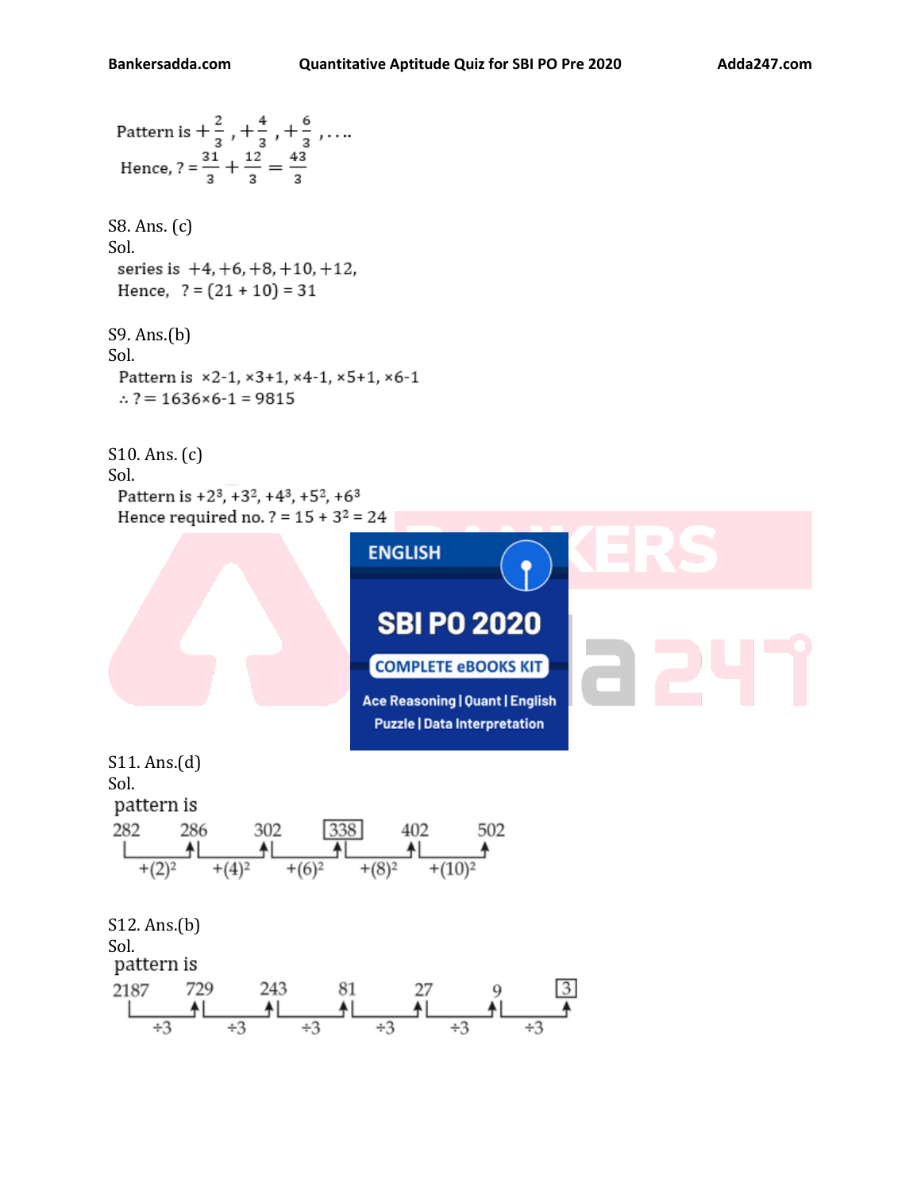Pattern is $+\frac{2}{3}, +\frac{4}{3}, +\frac{6}{3}, \ldots$

Hence, $? = \frac{31}{3} + \frac{12}{3} = \frac{43}{3}$

S8. Ans. (c)

Sol.

series is $+4, +6, +8, +10, +12,$

Hence, $? = (21 + 10) = 31$

S9. Ans.(b)

Sol.

Pattern is $\times 2-1, \times 3+1, \times 4-1, \times 5+1, \times 6-1$

$\therefore ? = 1636 \times 6 - 1 = 9815$

S10. Ans. (c)

Sol.

Pattern is $+2^3, +3^2, +4^3, +5^2, +6^3$

Hence required no. $? = 15 + 3^2 = 24$

S11. Ans.(d)

Sol.

pattern is

282 → 286 → 302 → [338] → 402 → 502

$+(2)^2$, $+(4)^2$, $+(6)^2$, $+(8)^2$, $+(10)^2$

S12. Ans.(b)

Sol.

pattern is

2187 → 729 → 243 → 81 → 27 → 9 → [3]

$\div 3$, $\div 3$, $\div 3$, $\div 3$, $\div 3$, $\div 3$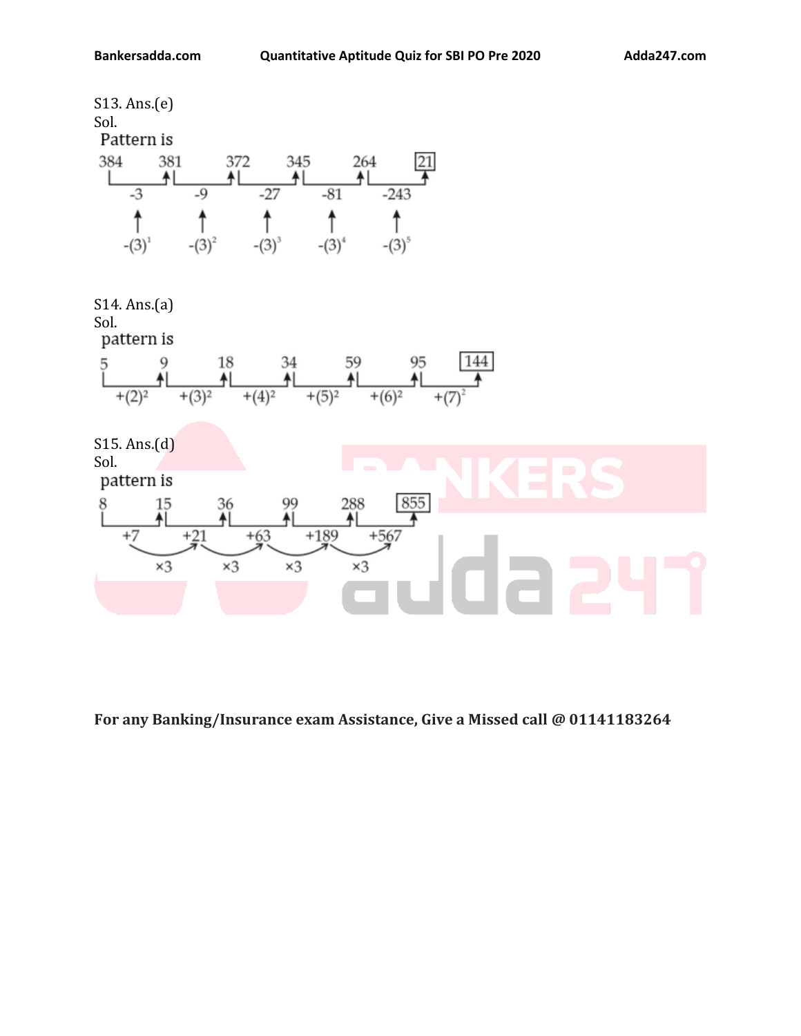S13. Ans.(e)

Sol.

Pattern is

384 381 372 345 264 **21**

-3 -9 -27 -81 -243

$-(3)^1$ $-(3)^2$ $-(3)^3$ $-(3)^4$ $-(3)^5$

S14. Ans.(a)

Sol.

pattern is

5 9 18 34 59 95 **144**

$+(2)^2$ $+(3)^2$ $+(4)^2$ $+(5)^2$ $+(6)^2$ $+(7)^2$

S15. Ans.(d)

Sol.

pattern is

8 15 36 99 288 **855**

+7 +21 +63 +189 +567

×3 ×3 ×3 ×3

**For any Banking/Insurance exam Assistance, Give a Missed call @ 01141183264**